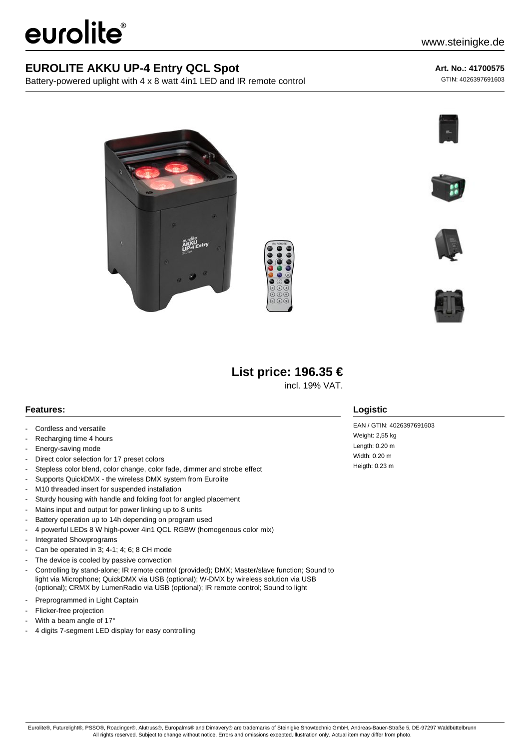eurolite®

www.steinigke.de

# EUROLITE AKKU UP-4 Entry QCL Spot

Battery-powered uplight with 4 x 8 watt 4in1 LED and IR remote control

**Art. No.: 41700575**

GTIN: 4026397691603

## List price: 196.35 €

incl. 19% VAT.

### Features:

- Cordless and versatile
- Recharging time 4 hours
- Energy-saving mode
- Direct color selection for 17 preset colors
- Stepless color blend, color change, color fade, dimmer and strobe effect
- Supports QuickDMX - the wireless DMX system from Eurolite
- M10 threaded insert for suspended installation
- Sturdy housing with handle and folding foot for angled placement
- Mains input and output for power linking up to 8 units
- Battery operation up to 14h depending on program used
- 4 powerful LEDs 8 W high-power 4in1 QCL RGBW (homogenous color mix)
- Integrated Showprograms
- Can be operated in 3; 4-1; 4; 6; 8 CH mode
- The device is cooled by passive convection
- Controlling by stand-alone; IR remote control (provided); DMX; Master/slave function; Sound to light via Microphone; QuickDMX via USB (optional); W-DMX by wireless solution via USB (optional); CRMX by LumenRadio via USB (optional); IR remote control; Sound to light
- Preprogrammed in Light Captain
- Flicker-free projection
- With a beam angle of 17°
- 4 digits 7-segment LED display for easy controlling

### Logistic

EAN / GTIN: 4026397691603

Weight: 2,55 kg

Length: 0.20 m

Width: 0.20 m

Heigth: 0.23 m

Eurolite®, Futurelight®, PSSO®, Roadinger®, Alutruss®, Europalms® and Dimavery® are trademarks of Steinigke Showtechnic GmbH, Andreas-Bauer-Straße 5, DE-97297 Waldbüttelbrunn
All rights reserved. Subject to change without notice. Errors and omissions excepted.Illustration only. Actual item may differ from photo.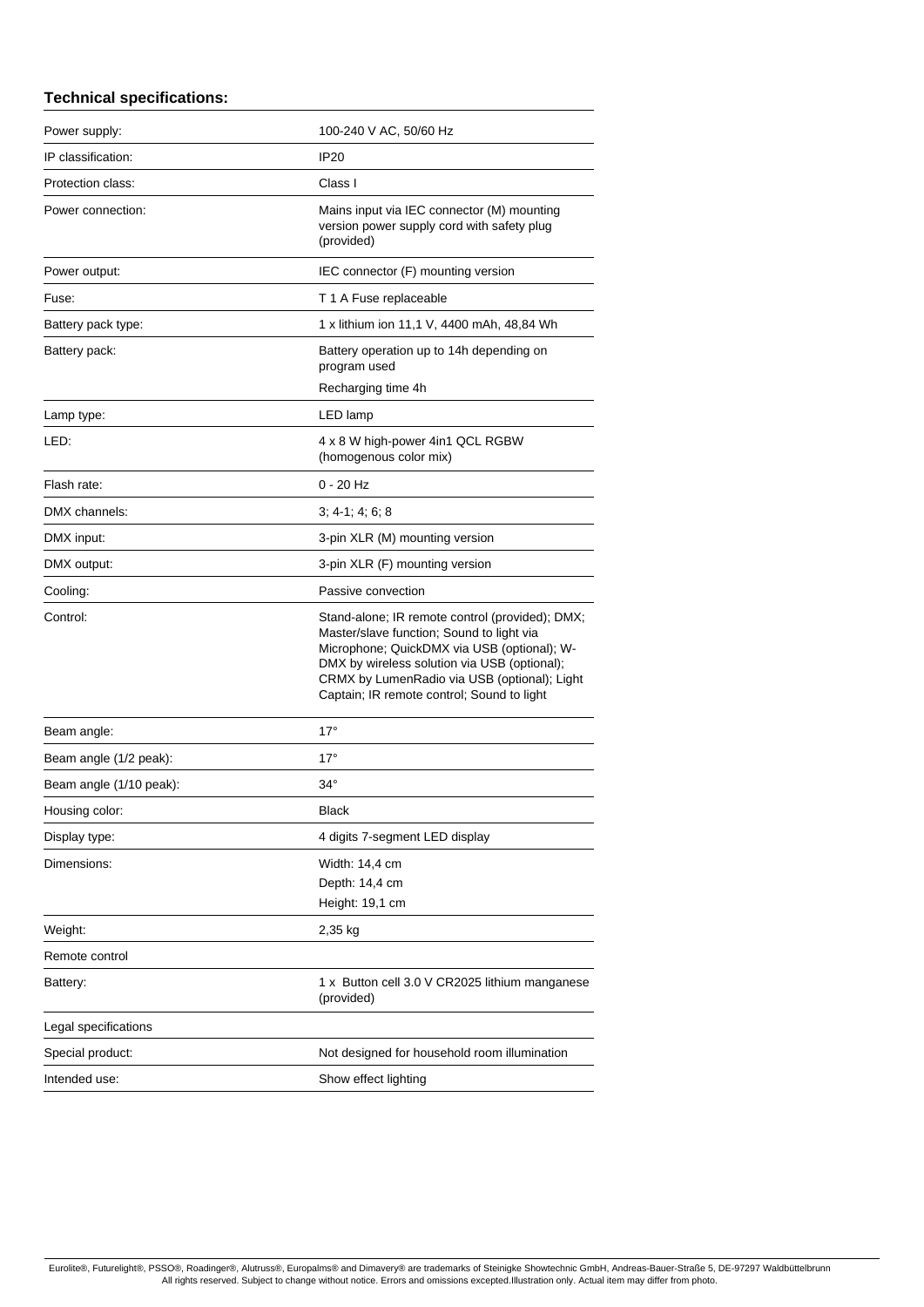**Technical specifications:**

| | |
|---|---|
| Power supply: | 100-240 V AC, 50/60 Hz |
| IP classification: | IP20 |
| Protection class: | Class I |
| Power connection: | Mains input via IEC connector (M) mounting version power supply cord with safety plug (provided) |
| Power output: | IEC connector (F) mounting version |
| Fuse: | T 1 A Fuse replaceable |
| Battery pack type: | 1 x lithium ion 11,1 V, 4400 mAh, 48,84 Wh |
| Battery pack: | Battery operation up to 14h depending on program used<br>Recharging time 4h |
| Lamp type: | LED lamp |
| LED: | 4 x 8 W high-power 4in1 QCL RGBW (homogenous color mix) |
| Flash rate: | 0 - 20 Hz |
| DMX channels: | 3; 4-1; 4; 6; 8 |
| DMX input: | 3-pin XLR (M) mounting version |
| DMX output: | 3-pin XLR (F) mounting version |
| Cooling: | Passive convection |
| Control: | Stand-alone; IR remote control (provided); DMX; Master/slave function; Sound to light via Microphone; QuickDMX via USB (optional); W-DMX by wireless solution via USB (optional); CRMX by LumenRadio via USB (optional); Light Captain; IR remote control; Sound to light |
| Beam angle: | 17° |
| Beam angle (1/2 peak): | 17° |
| Beam angle (1/10 peak): | 34° |
| Housing color: | Black |
| Display type: | 4 digits 7-segment LED display |
| Dimensions: | Width: 14,4 cm<br>Depth: 14,4 cm<br>Height: 19,1 cm |
| Weight: | 2,35 kg |
| Remote control | |
| Battery: | 1 x Button cell 3.0 V CR2025 lithium manganese (provided) |
| Legal specifications | |
| Special product: | Not designed for household room illumination |
| Intended use: | Show effect lighting |

Eurolite®, Futurelight®, PSSO®, Roadinger®, Alutruss®, Europalms® and Dimavery® are trademarks of Steinigke Showtechnic GmbH, Andreas-Bauer-Straße 5, DE-97297 Waldbüttelbrunn
All rights reserved. Subject to change without notice. Errors and omissions excepted.Illustration only. Actual item may differ from photo.